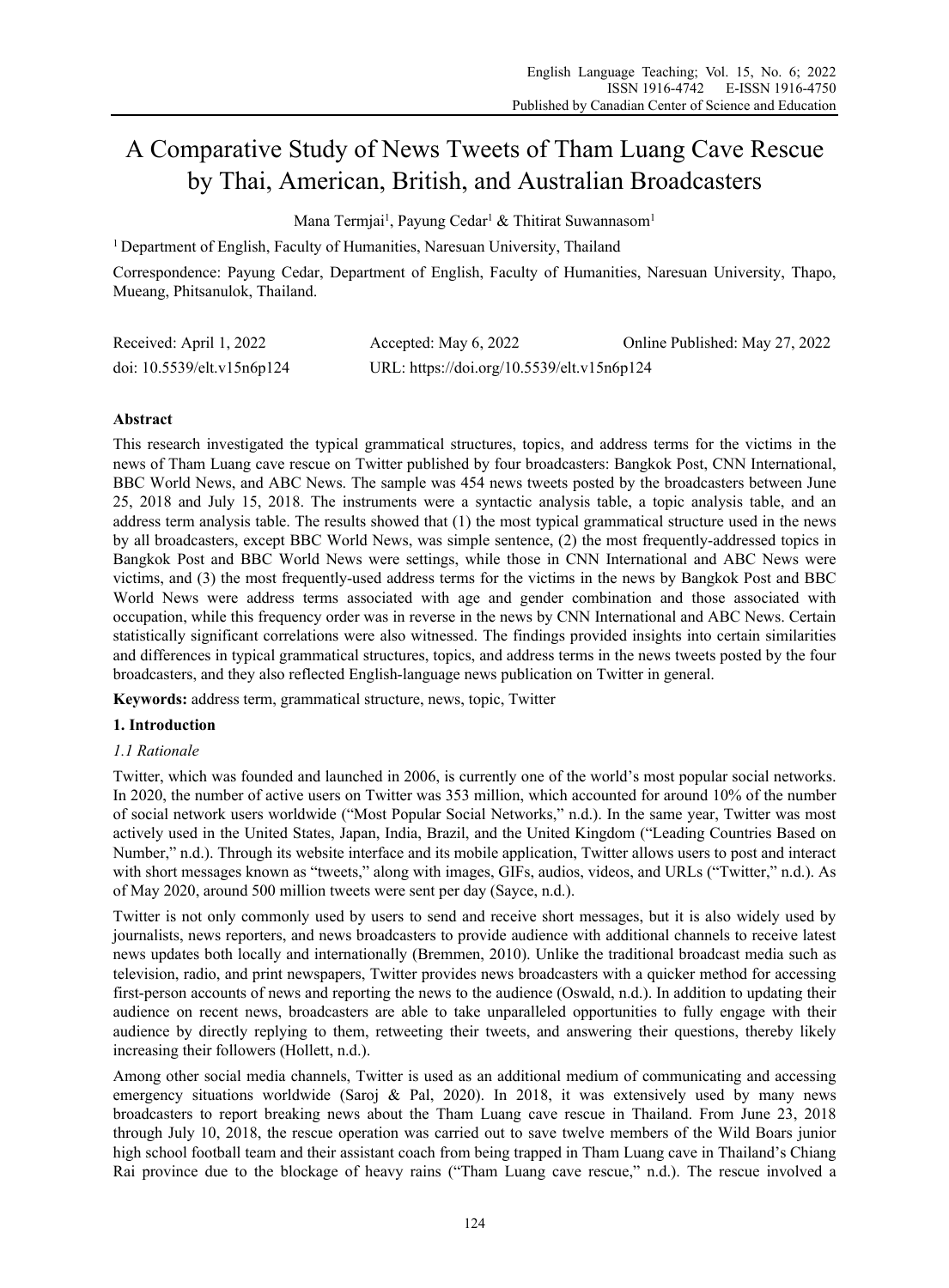# A Comparative Study of News Tweets of Tham Luang Cave Rescue by Thai, American, British, and Australian Broadcasters

Mana Termjai[1], Payung Cedar[1] & Thitirat Suwannasom[1]

[1] Department of English, Faculty of Humanities, Naresuan University, Thailand

Correspondence: Payung Cedar, Department of English, Faculty of Humanities, Naresuan University, Thapo, Mueang, Phitsanulok, Thailand.

Received: April 1, 2022　　Accepted: May 6, 2022　　Online Published: May 27, 2022

doi: 10.5539/elt.v15n6p124　　URL: https://doi.org/10.5539/elt.v15n6p124

## Abstract

This research investigated the typical grammatical structures, topics, and address terms for the victims in the news of Tham Luang cave rescue on Twitter published by four broadcasters: Bangkok Post, CNN International, BBC World News, and ABC News. The sample was 454 news tweets posted by the broadcasters between June 25, 2018 and July 15, 2018. The instruments were a syntactic analysis table, a topic analysis table, and an address term analysis table. The results showed that (1) the most typical grammatical structure used in the news by all broadcasters, except BBC World News, was simple sentence, (2) the most frequently-addressed topics in Bangkok Post and BBC World News were settings, while those in CNN International and ABC News were victims, and (3) the most frequently-used address terms for the victims in the news by Bangkok Post and BBC World News were address terms associated with age and gender combination and those associated with occupation, while this frequency order was in reverse in the news by CNN International and ABC News. Certain statistically significant correlations were also witnessed. The findings provided insights into certain similarities and differences in typical grammatical structures, topics, and address terms in the news tweets posted by the four broadcasters, and they also reflected English-language news publication on Twitter in general.

**Keywords:** address term, grammatical structure, news, topic, Twitter

## 1. Introduction

### *1.1 Rationale*

Twitter, which was founded and launched in 2006, is currently one of the world's most popular social networks. In 2020, the number of active users on Twitter was 353 million, which accounted for around 10% of the number of social network users worldwide ("Most Popular Social Networks," n.d.). In the same year, Twitter was most actively used in the United States, Japan, India, Brazil, and the United Kingdom ("Leading Countries Based on Number," n.d.). Through its website interface and its mobile application, Twitter allows users to post and interact with short messages known as "tweets," along with images, GIFs, audios, videos, and URLs ("Twitter," n.d.). As of May 2020, around 500 million tweets were sent per day (Sayce, n.d.).

Twitter is not only commonly used by users to send and receive short messages, but it is also widely used by journalists, news reporters, and news broadcasters to provide audience with additional channels to receive latest news updates both locally and internationally (Bremmen, 2010). Unlike the traditional broadcast media such as television, radio, and print newspapers, Twitter provides news broadcasters with a quicker method for accessing first-person accounts of news and reporting the news to the audience (Oswald, n.d.). In addition to updating their audience on recent news, broadcasters are able to take unparalleled opportunities to fully engage with their audience by directly replying to them, retweeting their tweets, and answering their questions, thereby likely increasing their followers (Hollett, n.d.).

Among other social media channels, Twitter is used as an additional medium of communicating and accessing emergency situations worldwide (Saroj & Pal, 2020). In 2018, it was extensively used by many news broadcasters to report breaking news about the Tham Luang cave rescue in Thailand. From June 23, 2018 through July 10, 2018, the rescue operation was carried out to save twelve members of the Wild Boars junior high school football team and their assistant coach from being trapped in Tham Luang cave in Thailand's Chiang Rai province due to the blockage of heavy rains ("Tham Luang cave rescue," n.d.). The rescue involved a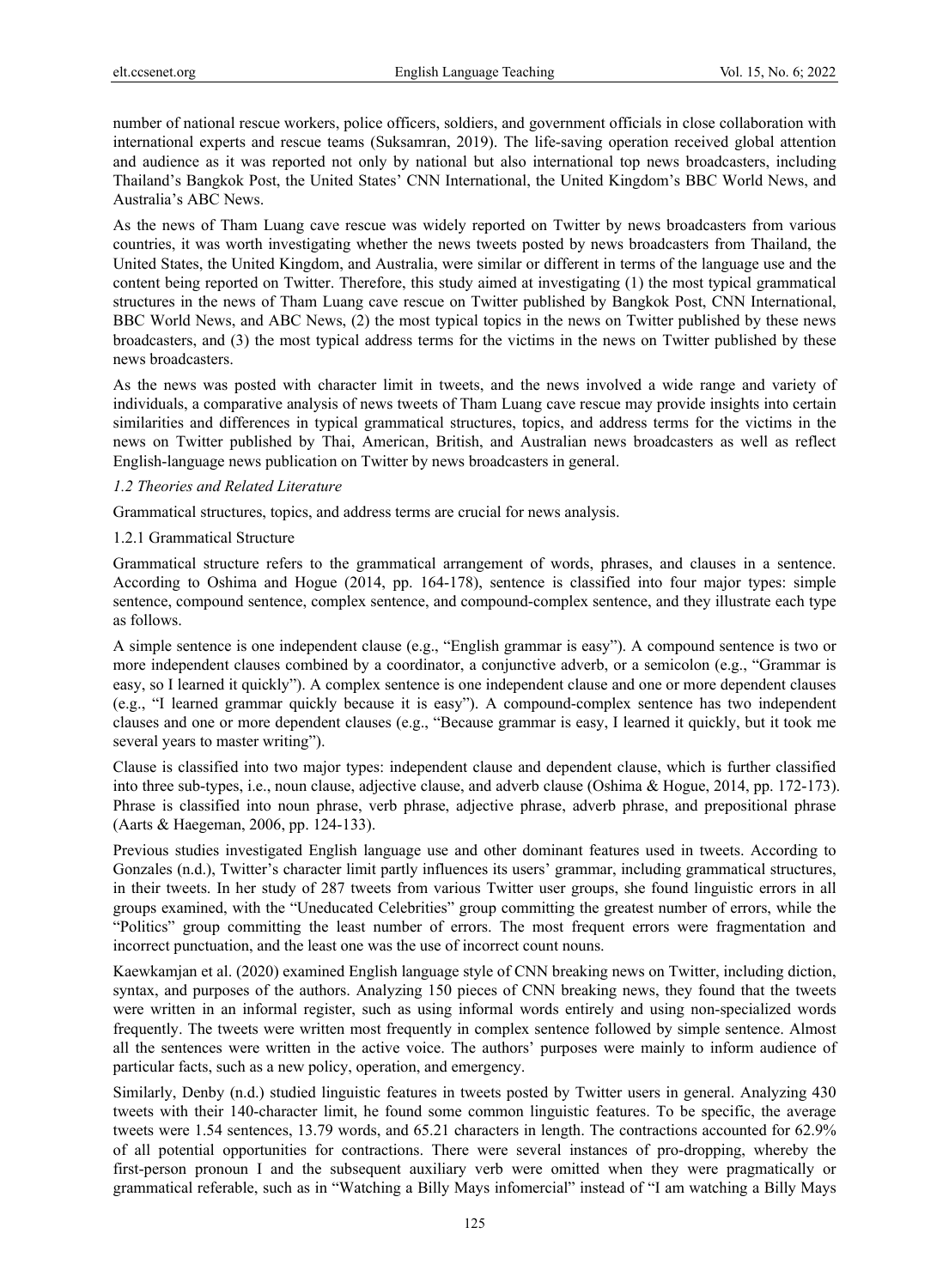number of national rescue workers, police officers, soldiers, and government officials in close collaboration with international experts and rescue teams (Suksamran, 2019). The life-saving operation received global attention and audience as it was reported not only by national but also international top news broadcasters, including Thailand's Bangkok Post, the United States' CNN International, the United Kingdom's BBC World News, and Australia's ABC News.

As the news of Tham Luang cave rescue was widely reported on Twitter by news broadcasters from various countries, it was worth investigating whether the news tweets posted by news broadcasters from Thailand, the United States, the United Kingdom, and Australia, were similar or different in terms of the language use and the content being reported on Twitter. Therefore, this study aimed at investigating (1) the most typical grammatical structures in the news of Tham Luang cave rescue on Twitter published by Bangkok Post, CNN International, BBC World News, and ABC News, (2) the most typical topics in the news on Twitter published by these news broadcasters, and (3) the most typical address terms for the victims in the news on Twitter published by these news broadcasters.

As the news was posted with character limit in tweets, and the news involved a wide range and variety of individuals, a comparative analysis of news tweets of Tham Luang cave rescue may provide insights into certain similarities and differences in typical grammatical structures, topics, and address terms for the victims in the news on Twitter published by Thai, American, British, and Australian news broadcasters as well as reflect English-language news publication on Twitter by news broadcasters in general.

### *1.2 Theories and Related Literature*

Grammatical structures, topics, and address terms are crucial for news analysis.

#### 1.2.1 Grammatical Structure

Grammatical structure refers to the grammatical arrangement of words, phrases, and clauses in a sentence. According to Oshima and Hogue (2014, pp. 164-178), sentence is classified into four major types: simple sentence, compound sentence, complex sentence, and compound-complex sentence, and they illustrate each type as follows.

A simple sentence is one independent clause (e.g., "English grammar is easy"). A compound sentence is two or more independent clauses combined by a coordinator, a conjunctive adverb, or a semicolon (e.g., "Grammar is easy, so I learned it quickly"). A complex sentence is one independent clause and one or more dependent clauses (e.g., "I learned grammar quickly because it is easy"). A compound-complex sentence has two independent clauses and one or more dependent clauses (e.g., "Because grammar is easy, I learned it quickly, but it took me several years to master writing").

Clause is classified into two major types: independent clause and dependent clause, which is further classified into three sub-types, i.e., noun clause, adjective clause, and adverb clause (Oshima & Hogue, 2014, pp. 172-173). Phrase is classified into noun phrase, verb phrase, adjective phrase, adverb phrase, and prepositional phrase (Aarts & Haegeman, 2006, pp. 124-133).

Previous studies investigated English language use and other dominant features used in tweets. According to Gonzales (n.d.), Twitter's character limit partly influences its users' grammar, including grammatical structures, in their tweets. In her study of 287 tweets from various Twitter user groups, she found linguistic errors in all groups examined, with the "Uneducated Celebrities" group committing the greatest number of errors, while the "Politics" group committing the least number of errors. The most frequent errors were fragmentation and incorrect punctuation, and the least one was the use of incorrect count nouns.

Kaewkamjan et al. (2020) examined English language style of CNN breaking news on Twitter, including diction, syntax, and purposes of the authors. Analyzing 150 pieces of CNN breaking news, they found that the tweets were written in an informal register, such as using informal words entirely and using non-specialized words frequently. The tweets were written most frequently in complex sentence followed by simple sentence. Almost all the sentences were written in the active voice. The authors' purposes were mainly to inform audience of particular facts, such as a new policy, operation, and emergency.

Similarly, Denby (n.d.) studied linguistic features in tweets posted by Twitter users in general. Analyzing 430 tweets with their 140-character limit, he found some common linguistic features. To be specific, the average tweets were 1.54 sentences, 13.79 words, and 65.21 characters in length. The contractions accounted for 62.9% of all potential opportunities for contractions. There were several instances of pro-dropping, whereby the first-person pronoun I and the subsequent auxiliary verb were omitted when they were pragmatically or grammatical referable, such as in "Watching a Billy Mays infomercial" instead of "I am watching a Billy Mays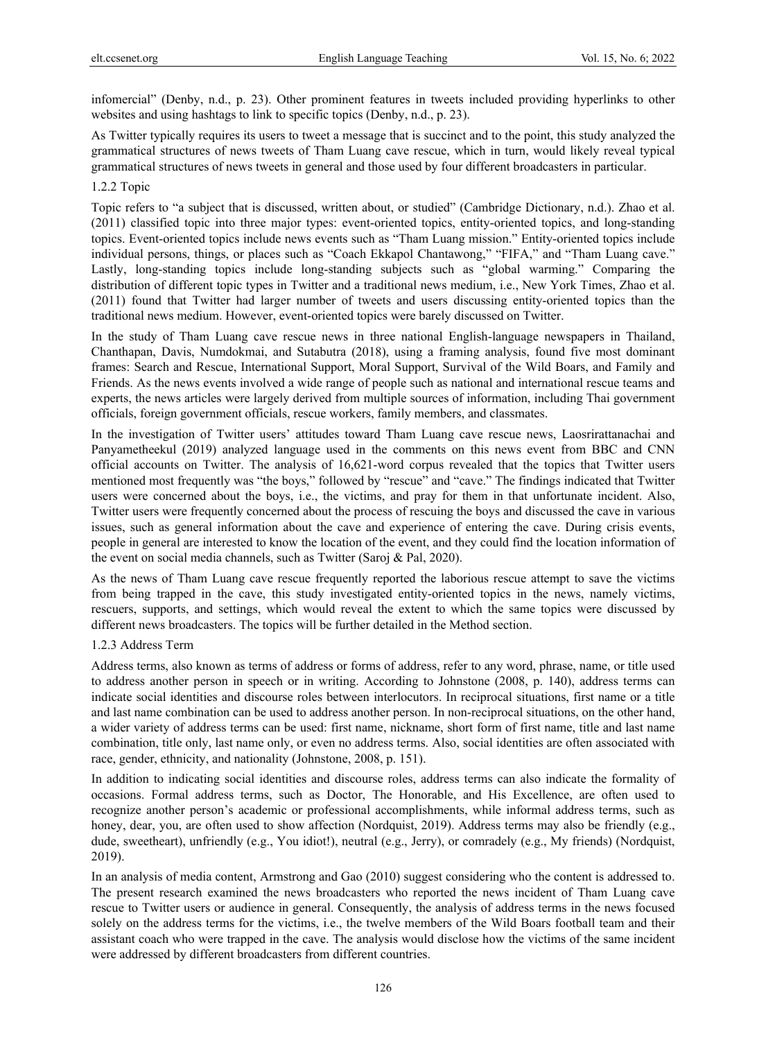infomercial" (Denby, n.d., p. 23). Other prominent features in tweets included providing hyperlinks to other websites and using hashtags to link to specific topics (Denby, n.d., p. 23).

As Twitter typically requires its users to tweet a message that is succinct and to the point, this study analyzed the grammatical structures of news tweets of Tham Luang cave rescue, which in turn, would likely reveal typical grammatical structures of news tweets in general and those used by four different broadcasters in particular.

#### 1.2.2 Topic

Topic refers to "a subject that is discussed, written about, or studied" (Cambridge Dictionary, n.d.). Zhao et al. (2011) classified topic into three major types: event-oriented topics, entity-oriented topics, and long-standing topics. Event-oriented topics include news events such as "Tham Luang mission." Entity-oriented topics include individual persons, things, or places such as "Coach Ekkapol Chantawong," "FIFA," and "Tham Luang cave." Lastly, long-standing topics include long-standing subjects such as "global warming." Comparing the distribution of different topic types in Twitter and a traditional news medium, i.e., New York Times, Zhao et al. (2011) found that Twitter had larger number of tweets and users discussing entity-oriented topics than the traditional news medium. However, event-oriented topics were barely discussed on Twitter.

In the study of Tham Luang cave rescue news in three national English-language newspapers in Thailand, Chanthapan, Davis, Numdokmai, and Sutabutra (2018), using a framing analysis, found five most dominant frames: Search and Rescue, International Support, Moral Support, Survival of the Wild Boars, and Family and Friends. As the news events involved a wide range of people such as national and international rescue teams and experts, the news articles were largely derived from multiple sources of information, including Thai government officials, foreign government officials, rescue workers, family members, and classmates.

In the investigation of Twitter users' attitudes toward Tham Luang cave rescue news, Laosrirattanachai and Panyametheekul (2019) analyzed language used in the comments on this news event from BBC and CNN official accounts on Twitter. The analysis of 16,621-word corpus revealed that the topics that Twitter users mentioned most frequently was "the boys," followed by "rescue" and "cave." The findings indicated that Twitter users were concerned about the boys, i.e., the victims, and pray for them in that unfortunate incident. Also, Twitter users were frequently concerned about the process of rescuing the boys and discussed the cave in various issues, such as general information about the cave and experience of entering the cave. During crisis events, people in general are interested to know the location of the event, and they could find the location information of the event on social media channels, such as Twitter (Saroj & Pal, 2020).

As the news of Tham Luang cave rescue frequently reported the laborious rescue attempt to save the victims from being trapped in the cave, this study investigated entity-oriented topics in the news, namely victims, rescuers, supports, and settings, which would reveal the extent to which the same topics were discussed by different news broadcasters. The topics will be further detailed in the Method section.

#### 1.2.3 Address Term

Address terms, also known as terms of address or forms of address, refer to any word, phrase, name, or title used to address another person in speech or in writing. According to Johnstone (2008, p. 140), address terms can indicate social identities and discourse roles between interlocutors. In reciprocal situations, first name or a title and last name combination can be used to address another person. In non-reciprocal situations, on the other hand, a wider variety of address terms can be used: first name, nickname, short form of first name, title and last name combination, title only, last name only, or even no address terms. Also, social identities are often associated with race, gender, ethnicity, and nationality (Johnstone, 2008, p. 151).

In addition to indicating social identities and discourse roles, address terms can also indicate the formality of occasions. Formal address terms, such as Doctor, The Honorable, and His Excellence, are often used to recognize another person's academic or professional accomplishments, while informal address terms, such as honey, dear, you, are often used to show affection (Nordquist, 2019). Address terms may also be friendly (e.g., dude, sweetheart), unfriendly (e.g., You idiot!), neutral (e.g., Jerry), or comradely (e.g., My friends) (Nordquist, 2019).

In an analysis of media content, Armstrong and Gao (2010) suggest considering who the content is addressed to. The present research examined the news broadcasters who reported the news incident of Tham Luang cave rescue to Twitter users or audience in general. Consequently, the analysis of address terms in the news focused solely on the address terms for the victims, i.e., the twelve members of the Wild Boars football team and their assistant coach who were trapped in the cave. The analysis would disclose how the victims of the same incident were addressed by different broadcasters from different countries.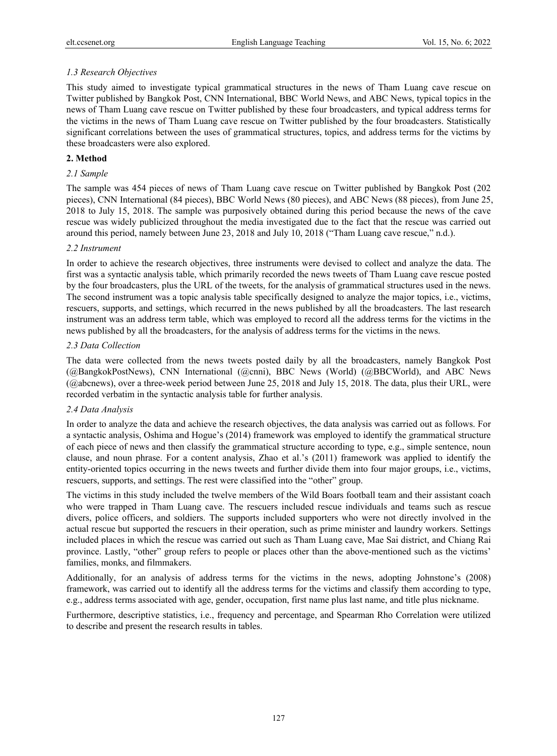### *1.3 Research Objectives*

This study aimed to investigate typical grammatical structures in the news of Tham Luang cave rescue on Twitter published by Bangkok Post, CNN International, BBC World News, and ABC News, typical topics in the news of Tham Luang cave rescue on Twitter published by these four broadcasters, and typical address terms for the victims in the news of Tham Luang cave rescue on Twitter published by the four broadcasters. Statistically significant correlations between the uses of grammatical structures, topics, and address terms for the victims by these broadcasters were also explored.

## 2. Method

### *2.1 Sample*

The sample was 454 pieces of news of Tham Luang cave rescue on Twitter published by Bangkok Post (202 pieces), CNN International (84 pieces), BBC World News (80 pieces), and ABC News (88 pieces), from June 25, 2018 to July 15, 2018. The sample was purposively obtained during this period because the news of the cave rescue was widely publicized throughout the media investigated due to the fact that the rescue was carried out around this period, namely between June 23, 2018 and July 10, 2018 ("Tham Luang cave rescue," n.d.).

### *2.2 Instrument*

In order to achieve the research objectives, three instruments were devised to collect and analyze the data. The first was a syntactic analysis table, which primarily recorded the news tweets of Tham Luang cave rescue posted by the four broadcasters, plus the URL of the tweets, for the analysis of grammatical structures used in the news. The second instrument was a topic analysis table specifically designed to analyze the major topics, i.e., victims, rescuers, supports, and settings, which recurred in the news published by all the broadcasters. The last research instrument was an address term table, which was employed to record all the address terms for the victims in the news published by all the broadcasters, for the analysis of address terms for the victims in the news.

### *2.3 Data Collection*

The data were collected from the news tweets posted daily by all the broadcasters, namely Bangkok Post (@BangkokPostNews), CNN International (@cnni), BBC News (World) (@BBCWorld), and ABC News (@abcnews), over a three-week period between June 25, 2018 and July 15, 2018. The data, plus their URL, were recorded verbatim in the syntactic analysis table for further analysis.

### *2.4 Data Analysis*

In order to analyze the data and achieve the research objectives, the data analysis was carried out as follows. For a syntactic analysis, Oshima and Hogue's (2014) framework was employed to identify the grammatical structure of each piece of news and then classify the grammatical structure according to type, e.g., simple sentence, noun clause, and noun phrase. For a content analysis, Zhao et al.'s (2011) framework was applied to identify the entity-oriented topics occurring in the news tweets and further divide them into four major groups, i.e., victims, rescuers, supports, and settings. The rest were classified into the "other" group.

The victims in this study included the twelve members of the Wild Boars football team and their assistant coach who were trapped in Tham Luang cave. The rescuers included rescue individuals and teams such as rescue divers, police officers, and soldiers. The supports included supporters who were not directly involved in the actual rescue but supported the rescuers in their operation, such as prime minister and laundry workers. Settings included places in which the rescue was carried out such as Tham Luang cave, Mae Sai district, and Chiang Rai province. Lastly, "other" group refers to people or places other than the above-mentioned such as the victims' families, monks, and filmmakers.

Additionally, for an analysis of address terms for the victims in the news, adopting Johnstone's (2008) framework, was carried out to identify all the address terms for the victims and classify them according to type, e.g., address terms associated with age, gender, occupation, first name plus last name, and title plus nickname.

Furthermore, descriptive statistics, i.e., frequency and percentage, and Spearman Rho Correlation were utilized to describe and present the research results in tables.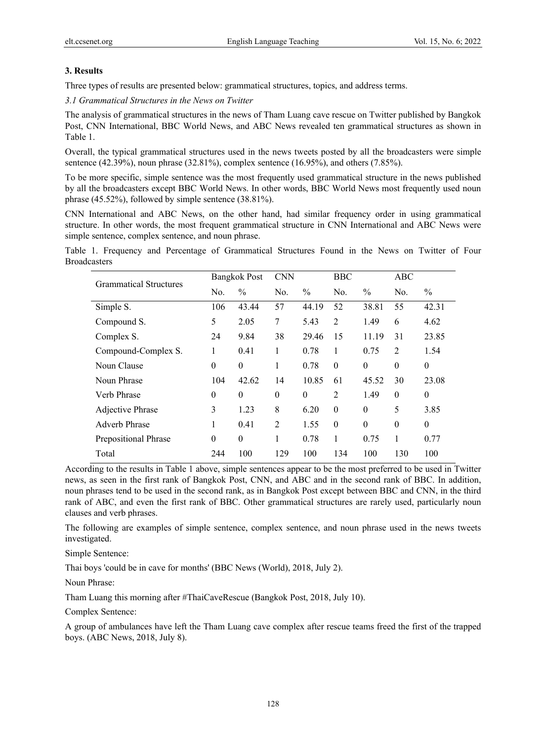## 3. Results

Three types of results are presented below: grammatical structures, topics, and address terms.

### *3.1 Grammatical Structures in the News on Twitter*

The analysis of grammatical structures in the news of Tham Luang cave rescue on Twitter published by Bangkok Post, CNN International, BBC World News, and ABC News revealed ten grammatical structures as shown in Table 1.

Overall, the typical grammatical structures used in the news tweets posted by all the broadcasters were simple sentence (42.39%), noun phrase (32.81%), complex sentence (16.95%), and others (7.85%).

To be more specific, simple sentence was the most frequently used grammatical structure in the news published by all the broadcasters except BBC World News. In other words, BBC World News most frequently used noun phrase (45.52%), followed by simple sentence (38.81%).

CNN International and ABC News, on the other hand, had similar frequency order in using grammatical structure. In other words, the most frequent grammatical structure in CNN International and ABC News were simple sentence, complex sentence, and noun phrase.

Table 1. Frequency and Percentage of Grammatical Structures Found in the News on Twitter of Four Broadcasters

| Grammatical Structures | Bangkok Post | | CNN | | BBC | | ABC | |
|---|---|---|---|---|---|---|---|---|
| | No. | % | No. | % | No. | % | No. | % |
| Simple S. | 106 | 43.44 | 57 | 44.19 | 52 | 38.81 | 55 | 42.31 |
| Compound S. | 5 | 2.05 | 7 | 5.43 | 2 | 1.49 | 6 | 4.62 |
| Complex S. | 24 | 9.84 | 38 | 29.46 | 15 | 11.19 | 31 | 23.85 |
| Compound-Complex S. | 1 | 0.41 | 1 | 0.78 | 1 | 0.75 | 2 | 1.54 |
| Noun Clause | 0 | 0 | 1 | 0.78 | 0 | 0 | 0 | 0 |
| Noun Phrase | 104 | 42.62 | 14 | 10.85 | 61 | 45.52 | 30 | 23.08 |
| Verb Phrase | 0 | 0 | 0 | 0 | 2 | 1.49 | 0 | 0 |
| Adjective Phrase | 3 | 1.23 | 8 | 6.20 | 0 | 0 | 5 | 3.85 |
| Adverb Phrase | 1 | 0.41 | 2 | 1.55 | 0 | 0 | 0 | 0 |
| Prepositional Phrase | 0 | 0 | 1 | 0.78 | 1 | 0.75 | 1 | 0.77 |
| Total | 244 | 100 | 129 | 100 | 134 | 100 | 130 | 100 |

According to the results in Table 1 above, simple sentences appear to be the most preferred to be used in Twitter news, as seen in the first rank of Bangkok Post, CNN, and ABC and in the second rank of BBC. In addition, noun phrases tend to be used in the second rank, as in Bangkok Post except between BBC and CNN, in the third rank of ABC, and even the first rank of BBC. Other grammatical structures are rarely used, particularly noun clauses and verb phrases.

The following are examples of simple sentence, complex sentence, and noun phrase used in the news tweets investigated.

Simple Sentence:

Thai boys 'could be in cave for months' (BBC News (World), 2018, July 2).

Noun Phrase:

Tham Luang this morning after #ThaiCaveRescue (Bangkok Post, 2018, July 10).

Complex Sentence:

A group of ambulances have left the Tham Luang cave complex after rescue teams freed the first of the trapped boys. (ABC News, 2018, July 8).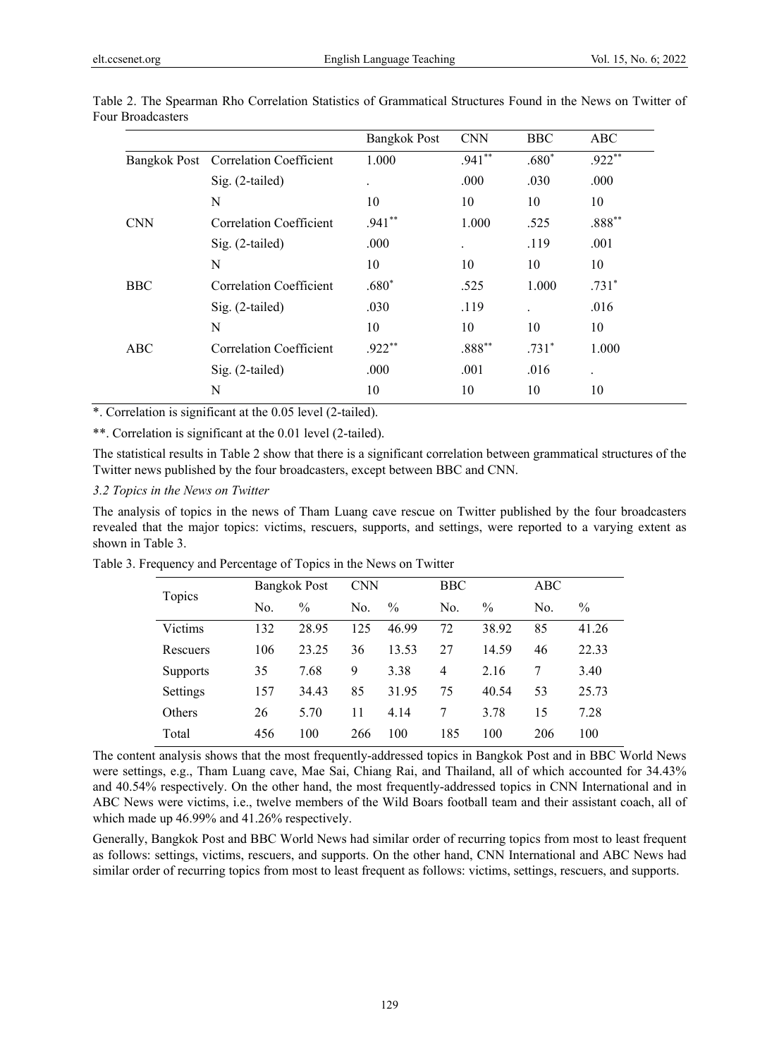Table 2. The Spearman Rho Correlation Statistics of Grammatical Structures Found in the News on Twitter of Four Broadcasters

| | | Bangkok Post | CNN | BBC | ABC |
|---|---|---|---|---|---|
| Bangkok Post | Correlation Coefficient | 1.000 | .941** | .680* | .922** |
| | Sig. (2-tailed) | . | .000 | .030 | .000 |
| | N | 10 | 10 | 10 | 10 |
| CNN | Correlation Coefficient | .941** | 1.000 | .525 | .888** |
| | Sig. (2-tailed) | .000 | . | .119 | .001 |
| | N | 10 | 10 | 10 | 10 |
| BBC | Correlation Coefficient | .680* | .525 | 1.000 | .731* |
| | Sig. (2-tailed) | .030 | .119 | . | .016 |
| | N | 10 | 10 | 10 | 10 |
| ABC | Correlation Coefficient | .922** | .888** | .731* | 1.000 |
| | Sig. (2-tailed) | .000 | .001 | .016 | . |
| | N | 10 | 10 | 10 | 10 |

*. Correlation is significant at the 0.05 level (2-tailed).

**. Correlation is significant at the 0.01 level (2-tailed).

The statistical results in Table 2 show that there is a significant correlation between grammatical structures of the Twitter news published by the four broadcasters, except between BBC and CNN.

*3.2 Topics in the News on Twitter*

The analysis of topics in the news of Tham Luang cave rescue on Twitter published by the four broadcasters revealed that the major topics: victims, rescuers, supports, and settings, were reported to a varying extent as shown in Table 3.

Table 3. Frequency and Percentage of Topics in the News on Twitter

| Topics | Bangkok Post | | CNN | | BBC | | ABC | |
|---|---|---|---|---|---|---|---|---|
| | No. | % | No. | % | No. | % | No. | % |
| Victims | 132 | 28.95 | 125 | 46.99 | 72 | 38.92 | 85 | 41.26 |
| Rescuers | 106 | 23.25 | 36 | 13.53 | 27 | 14.59 | 46 | 22.33 |
| Supports | 35 | 7.68 | 9 | 3.38 | 4 | 2.16 | 7 | 3.40 |
| Settings | 157 | 34.43 | 85 | 31.95 | 75 | 40.54 | 53 | 25.73 |
| Others | 26 | 5.70 | 11 | 4.14 | 7 | 3.78 | 15 | 7.28 |
| Total | 456 | 100 | 266 | 100 | 185 | 100 | 206 | 100 |

The content analysis shows that the most frequently-addressed topics in Bangkok Post and in BBC World News were settings, e.g., Tham Luang cave, Mae Sai, Chiang Rai, and Thailand, all of which accounted for 34.43% and 40.54% respectively. On the other hand, the most frequently-addressed topics in CNN International and in ABC News were victims, i.e., twelve members of the Wild Boars football team and their assistant coach, all of which made up 46.99% and 41.26% respectively.

Generally, Bangkok Post and BBC World News had similar order of recurring topics from most to least frequent as follows: settings, victims, rescuers, and supports. On the other hand, CNN International and ABC News had similar order of recurring topics from most to least frequent as follows: victims, settings, rescuers, and supports.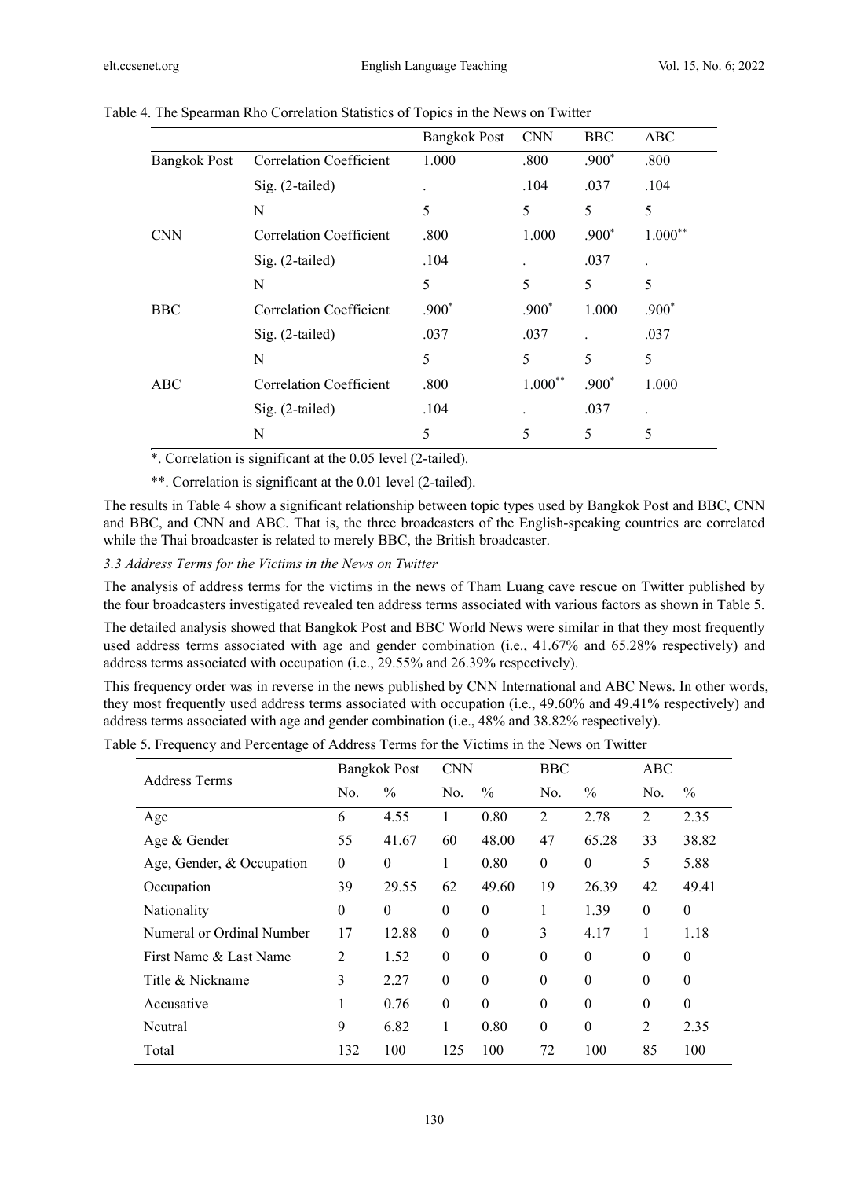Table 4. The Spearman Rho Correlation Statistics of Topics in the News on Twitter

| | | Bangkok Post | CNN | BBC | ABC |
|---|---|---|---|---|---|
| Bangkok Post | Correlation Coefficient | 1.000 | .800 | .900* | .800 |
| | Sig. (2-tailed) | . | .104 | .037 | .104 |
| | N | 5 | 5 | 5 | 5 |
| CNN | Correlation Coefficient | .800 | 1.000 | .900* | 1.000** |
| | Sig. (2-tailed) | .104 | . | .037 | . |
| | N | 5 | 5 | 5 | 5 |
| BBC | Correlation Coefficient | .900* | .900* | 1.000 | .900* |
| | Sig. (2-tailed) | .037 | .037 | . | .037 |
| | N | 5 | 5 | 5 | 5 |
| ABC | Correlation Coefficient | .800 | 1.000** | .900* | 1.000 |
| | Sig. (2-tailed) | .104 | . | .037 | . |
| | N | 5 | 5 | 5 | 5 |

*. Correlation is significant at the 0.05 level (2-tailed).

**. Correlation is significant at the 0.01 level (2-tailed).

The results in Table 4 show a significant relationship between topic types used by Bangkok Post and BBC, CNN and BBC, and CNN and ABC. That is, the three broadcasters of the English-speaking countries are correlated while the Thai broadcaster is related to merely BBC, the British broadcaster.

*3.3 Address Terms for the Victims in the News on Twitter*

The analysis of address terms for the victims in the news of Tham Luang cave rescue on Twitter published by the four broadcasters investigated revealed ten address terms associated with various factors as shown in Table 5.

The detailed analysis showed that Bangkok Post and BBC World News were similar in that they most frequently used address terms associated with age and gender combination (i.e., 41.67% and 65.28% respectively) and address terms associated with occupation (i.e., 29.55% and 26.39% respectively).

This frequency order was in reverse in the news published by CNN International and ABC News. In other words, they most frequently used address terms associated with occupation (i.e., 49.60% and 49.41% respectively) and address terms associated with age and gender combination (i.e., 48% and 38.82% respectively).

Table 5. Frequency and Percentage of Address Terms for the Victims in the News on Twitter

| Address Terms | Bangkok Post | | CNN | | BBC | | ABC | |
|---|---|---|---|---|---|---|---|---|
| | No. | % | No. | % | No. | % | No. | % |
| Age | 6 | 4.55 | 1 | 0.80 | 2 | 2.78 | 2 | 2.35 |
| Age & Gender | 55 | 41.67 | 60 | 48.00 | 47 | 65.28 | 33 | 38.82 |
| Age, Gender, & Occupation | 0 | 0 | 1 | 0.80 | 0 | 0 | 5 | 5.88 |
| Occupation | 39 | 29.55 | 62 | 49.60 | 19 | 26.39 | 42 | 49.41 |
| Nationality | 0 | 0 | 0 | 0 | 1 | 1.39 | 0 | 0 |
| Numeral or Ordinal Number | 17 | 12.88 | 0 | 0 | 3 | 4.17 | 1 | 1.18 |
| First Name & Last Name | 2 | 1.52 | 0 | 0 | 0 | 0 | 0 | 0 |
| Title & Nickname | 3 | 2.27 | 0 | 0 | 0 | 0 | 0 | 0 |
| Accusative | 1 | 0.76 | 0 | 0 | 0 | 0 | 0 | 0 |
| Neutral | 9 | 6.82 | 1 | 0.80 | 0 | 0 | 2 | 2.35 |
| Total | 132 | 100 | 125 | 100 | 72 | 100 | 85 | 100 |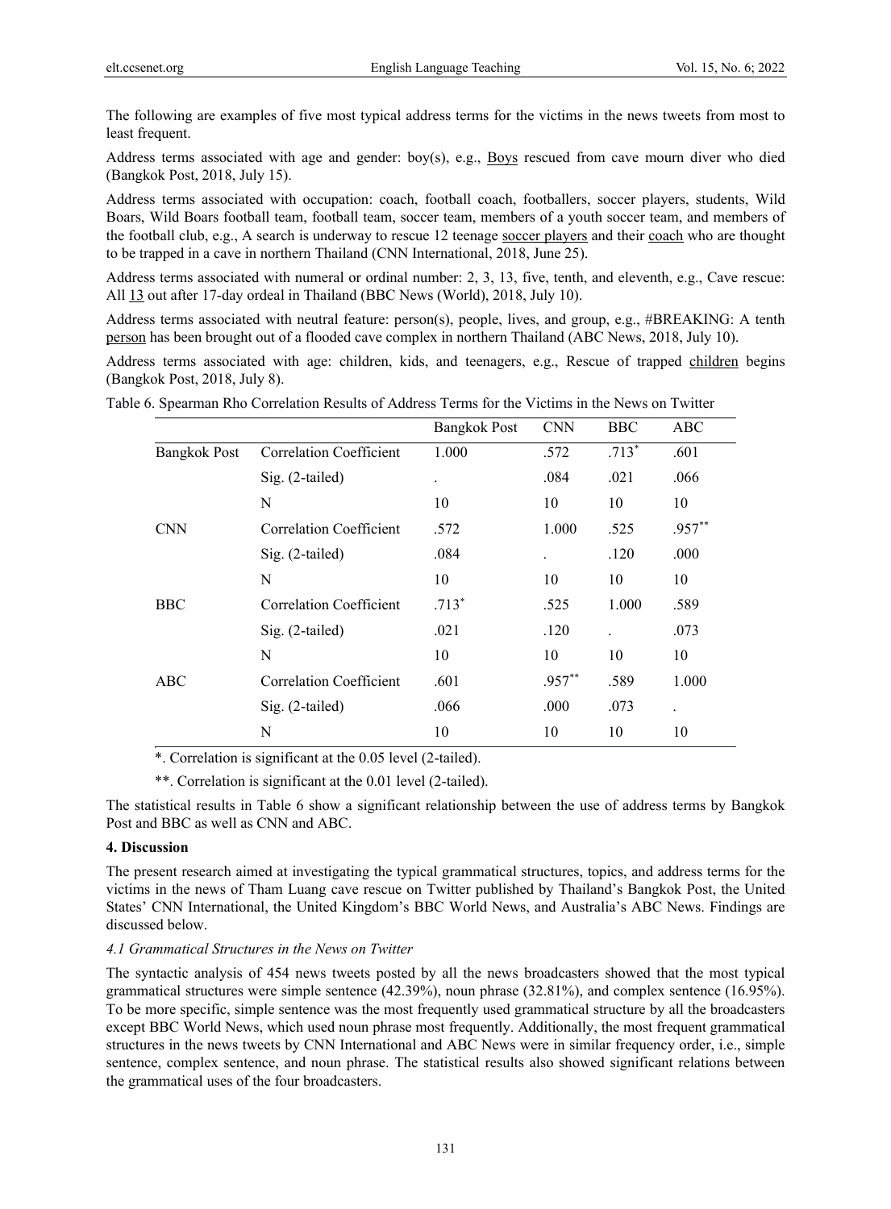The following are examples of five most typical address terms for the victims in the news tweets from most to least frequent.

Address terms associated with age and gender: boy(s), e.g., Boys rescued from cave mourn diver who died (Bangkok Post, 2018, July 15).

Address terms associated with occupation: coach, football coach, footballers, soccer players, students, Wild Boars, Wild Boars football team, football team, soccer team, members of a youth soccer team, and members of the football club, e.g., A search is underway to rescue 12 teenage soccer players and their coach who are thought to be trapped in a cave in northern Thailand (CNN International, 2018, June 25).

Address terms associated with numeral or ordinal number: 2, 3, 13, five, tenth, and eleventh, e.g., Cave rescue: All 13 out after 17-day ordeal in Thailand (BBC News (World), 2018, July 10).

Address terms associated with neutral feature: person(s), people, lives, and group, e.g., #BREAKING: A tenth person has been brought out of a flooded cave complex in northern Thailand (ABC News, 2018, July 10).

Address terms associated with age: children, kids, and teenagers, e.g., Rescue of trapped children begins (Bangkok Post, 2018, July 8).

Table 6. Spearman Rho Correlation Results of Address Terms for the Victims in the News on Twitter

| | | Bangkok Post | CNN | BBC | ABC |
|---|---|---|---|---|---|
| Bangkok Post | Correlation Coefficient | 1.000 | .572 | .713* | .601 |
| | Sig. (2-tailed) | . | .084 | .021 | .066 |
| | N | 10 | 10 | 10 | 10 |
| CNN | Correlation Coefficient | .572 | 1.000 | .525 | .957** |
| | Sig. (2-tailed) | .084 | . | .120 | .000 |
| | N | 10 | 10 | 10 | 10 |
| BBC | Correlation Coefficient | .713* | .525 | 1.000 | .589 |
| | Sig. (2-tailed) | .021 | .120 | . | .073 |
| | N | 10 | 10 | 10 | 10 |
| ABC | Correlation Coefficient | .601 | .957** | .589 | 1.000 |
| | Sig. (2-tailed) | .066 | .000 | .073 | . |
| | N | 10 | 10 | 10 | 10 |

*. Correlation is significant at the 0.05 level (2-tailed).

**. Correlation is significant at the 0.01 level (2-tailed).

The statistical results in Table 6 show a significant relationship between the use of address terms by Bangkok Post and BBC as well as CNN and ABC.

## 4. Discussion

The present research aimed at investigating the typical grammatical structures, topics, and address terms for the victims in the news of Tham Luang cave rescue on Twitter published by Thailand's Bangkok Post, the United States' CNN International, the United Kingdom's BBC World News, and Australia's ABC News. Findings are discussed below.

### *4.1 Grammatical Structures in the News on Twitter*

The syntactic analysis of 454 news tweets posted by all the news broadcasters showed that the most typical grammatical structures were simple sentence (42.39%), noun phrase (32.81%), and complex sentence (16.95%). To be more specific, simple sentence was the most frequently used grammatical structure by all the broadcasters except BBC World News, which used noun phrase most frequently. Additionally, the most frequent grammatical structures in the news tweets by CNN International and ABC News were in similar frequency order, i.e., simple sentence, complex sentence, and noun phrase. The statistical results also showed significant relations between the grammatical uses of the four broadcasters.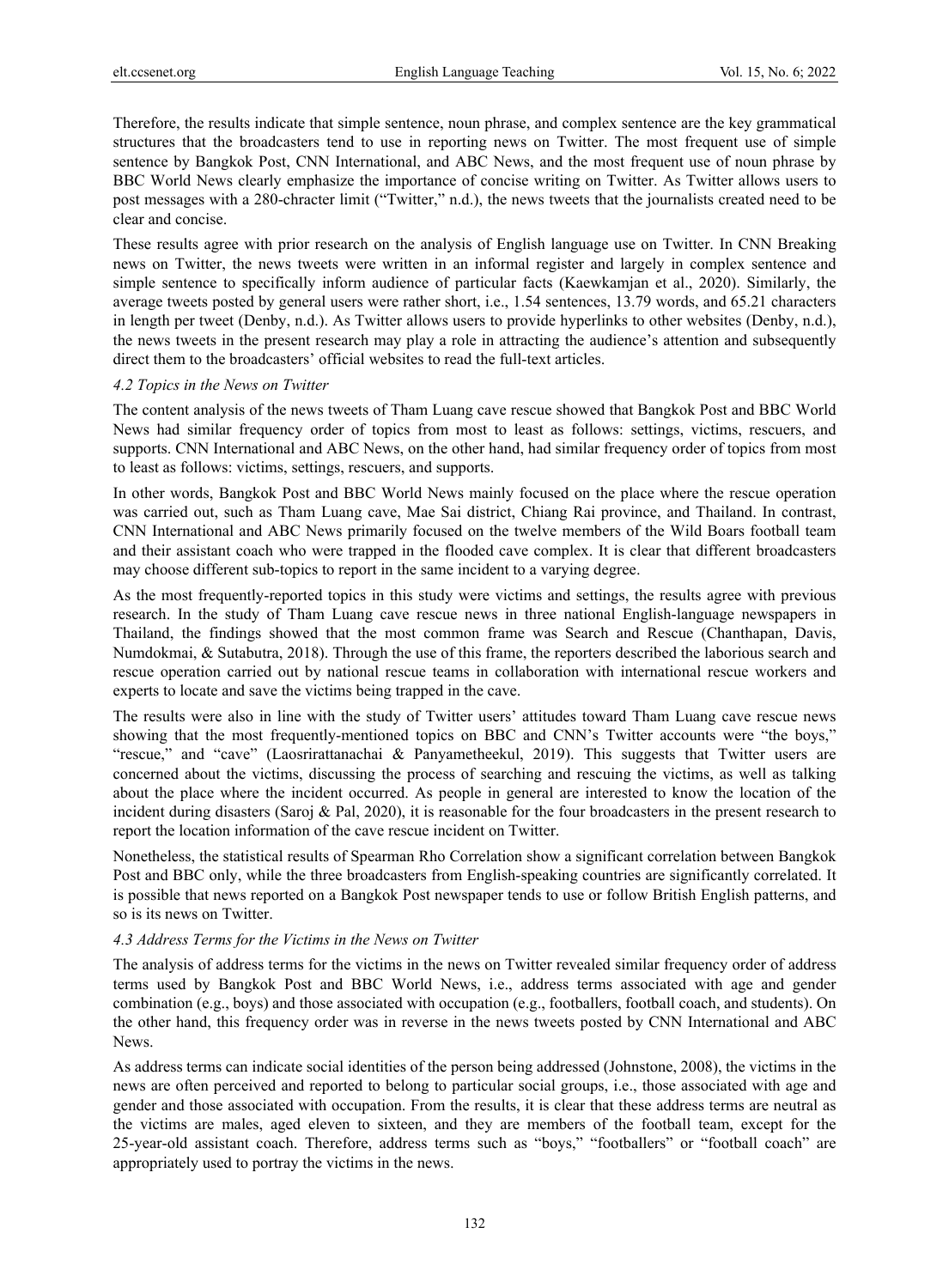Therefore, the results indicate that simple sentence, noun phrase, and complex sentence are the key grammatical structures that the broadcasters tend to use in reporting news on Twitter. The most frequent use of simple sentence by Bangkok Post, CNN International, and ABC News, and the most frequent use of noun phrase by BBC World News clearly emphasize the importance of concise writing on Twitter. As Twitter allows users to post messages with a 280-chracter limit ("Twitter," n.d.), the news tweets that the journalists created need to be clear and concise.

These results agree with prior research on the analysis of English language use on Twitter. In CNN Breaking news on Twitter, the news tweets were written in an informal register and largely in complex sentence and simple sentence to specifically inform audience of particular facts (Kaewkamjan et al., 2020). Similarly, the average tweets posted by general users were rather short, i.e., 1.54 sentences, 13.79 words, and 65.21 characters in length per tweet (Denby, n.d.). As Twitter allows users to provide hyperlinks to other websites (Denby, n.d.), the news tweets in the present research may play a role in attracting the audience's attention and subsequently direct them to the broadcasters' official websites to read the full-text articles.

### *4.2 Topics in the News on Twitter*

The content analysis of the news tweets of Tham Luang cave rescue showed that Bangkok Post and BBC World News had similar frequency order of topics from most to least as follows: settings, victims, rescuers, and supports. CNN International and ABC News, on the other hand, had similar frequency order of topics from most to least as follows: victims, settings, rescuers, and supports.

In other words, Bangkok Post and BBC World News mainly focused on the place where the rescue operation was carried out, such as Tham Luang cave, Mae Sai district, Chiang Rai province, and Thailand. In contrast, CNN International and ABC News primarily focused on the twelve members of the Wild Boars football team and their assistant coach who were trapped in the flooded cave complex. It is clear that different broadcasters may choose different sub-topics to report in the same incident to a varying degree.

As the most frequently-reported topics in this study were victims and settings, the results agree with previous research. In the study of Tham Luang cave rescue news in three national English-language newspapers in Thailand, the findings showed that the most common frame was Search and Rescue (Chanthapan, Davis, Numdokmai, & Sutabutra, 2018). Through the use of this frame, the reporters described the laborious search and rescue operation carried out by national rescue teams in collaboration with international rescue workers and experts to locate and save the victims being trapped in the cave.

The results were also in line with the study of Twitter users' attitudes toward Tham Luang cave rescue news showing that the most frequently-mentioned topics on BBC and CNN's Twitter accounts were "the boys," "rescue," and "cave" (Laosrirattanachai & Panyametheekul, 2019). This suggests that Twitter users are concerned about the victims, discussing the process of searching and rescuing the victims, as well as talking about the place where the incident occurred. As people in general are interested to know the location of the incident during disasters (Saroj & Pal, 2020), it is reasonable for the four broadcasters in the present research to report the location information of the cave rescue incident on Twitter.

Nonetheless, the statistical results of Spearman Rho Correlation show a significant correlation between Bangkok Post and BBC only, while the three broadcasters from English-speaking countries are significantly correlated. It is possible that news reported on a Bangkok Post newspaper tends to use or follow British English patterns, and so is its news on Twitter.

### *4.3 Address Terms for the Victims in the News on Twitter*

The analysis of address terms for the victims in the news on Twitter revealed similar frequency order of address terms used by Bangkok Post and BBC World News, i.e., address terms associated with age and gender combination (e.g., boys) and those associated with occupation (e.g., footballers, football coach, and students). On the other hand, this frequency order was in reverse in the news tweets posted by CNN International and ABC News.

As address terms can indicate social identities of the person being addressed (Johnstone, 2008), the victims in the news are often perceived and reported to belong to particular social groups, i.e., those associated with age and gender and those associated with occupation. From the results, it is clear that these address terms are neutral as the victims are males, aged eleven to sixteen, and they are members of the football team, except for the 25-year-old assistant coach. Therefore, address terms such as "boys," "footballers" or "football coach" are appropriately used to portray the victims in the news.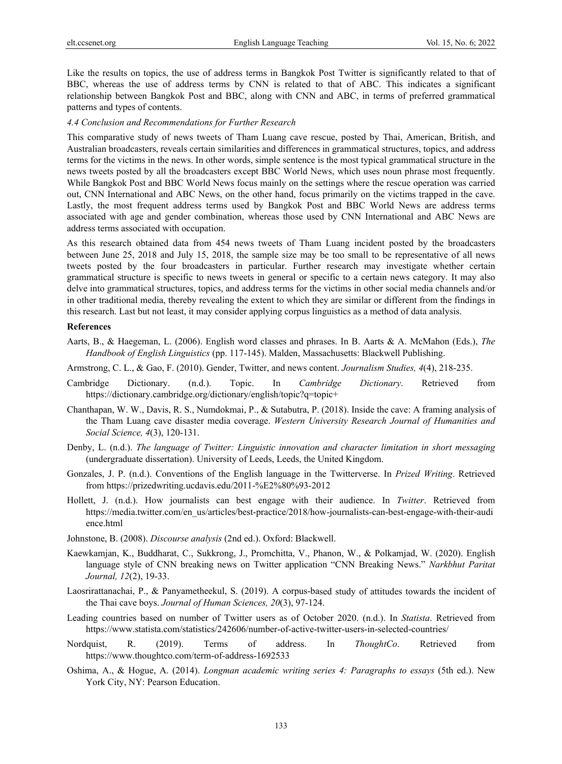Like the results on topics, the use of address terms in Bangkok Post Twitter is significantly related to that of BBC, whereas the use of address terms by CNN is related to that of ABC. This indicates a significant relationship between Bangkok Post and BBC, along with CNN and ABC, in terms of preferred grammatical patterns and types of contents.

### *4.4 Conclusion and Recommendations for Further Research*

This comparative study of news tweets of Tham Luang cave rescue, posted by Thai, American, British, and Australian broadcasters, reveals certain similarities and differences in grammatical structures, topics, and address terms for the victims in the news. In other words, simple sentence is the most typical grammatical structure in the news tweets posted by all the broadcasters except BBC World News, which uses noun phrase most frequently. While Bangkok Post and BBC World News focus mainly on the settings where the rescue operation was carried out, CNN International and ABC News, on the other hand, focus primarily on the victims trapped in the cave. Lastly, the most frequent address terms used by Bangkok Post and BBC World News are address terms associated with age and gender combination, whereas those used by CNN International and ABC News are address terms associated with occupation.

As this research obtained data from 454 news tweets of Tham Luang incident posted by the broadcasters between June 25, 2018 and July 15, 2018, the sample size may be too small to be representative of all news tweets posted by the four broadcasters in particular. Further research may investigate whether certain grammatical structure is specific to news tweets in general or specific to a certain news category. It may also delve into grammatical structures, topics, and address terms for the victims in other social media channels and/or in other traditional media, thereby revealing the extent to which they are similar or different from the findings in this research. Last but not least, it may consider applying corpus linguistics as a method of data analysis.

## References

Aarts, B., & Haegeman, L. (2006). English word classes and phrases. In B. Aarts & A. McMahon (Eds.), *The Handbook of English Linguistics* (pp. 117-145). Malden, Massachusetts: Blackwell Publishing.

Armstrong, C. L., & Gao, F. (2010). Gender, Twitter, and news content. *Journalism Studies, 4*(4), 218-235.

Cambridge Dictionary. (n.d.). Topic. In *Cambridge Dictionary*. Retrieved from https://dictionary.cambridge.org/dictionary/english/topic?q=topic+

Chanthapan, W. W., Davis, R. S., Numdokmai, P., & Sutabutra, P. (2018). Inside the cave: A framing analysis of the Tham Luang cave disaster media coverage. *Western University Research Journal of Humanities and Social Science, 4*(3), 120-131.

Denby, L. (n.d.). *The language of Twitter: Linguistic innovation and character limitation in short messaging* (undergraduate dissertation). University of Leeds, Leeds, the United Kingdom.

Gonzales, J. P. (n.d.). Conventions of the English language in the Twitterverse. In *Prized Writing*. Retrieved from https://prizedwriting.ucdavis.edu/2011-%E2%80%93-2012

Hollett, J. (n.d.). How journalists can best engage with their audience. In *Twitter*. Retrieved from https://media.twitter.com/en_us/articles/best-practice/2018/how-journalists-can-best-engage-with-their-audience.html

Johnstone, B. (2008). *Discourse analysis* (2nd ed.). Oxford: Blackwell.

Kaewkamjan, K., Buddharat, C., Sukkrong, J., Promchitta, V., Phanon, W., & Polkamjad, W. (2020). English language style of CNN breaking news on Twitter application "CNN Breaking News." *Narkbhut Paritat Journal, 12*(2), 19-33.

Laosrirattanachai, P., & Panyametheekul, S. (2019). A corpus-based study of attitudes towards the incident of the Thai cave boys. *Journal of Human Sciences, 20*(3), 97-124.

Leading countries based on number of Twitter users as of October 2020. (n.d.). In *Statista*. Retrieved from https://www.statista.com/statistics/242606/number-of-active-twitter-users-in-selected-countries/

Nordquist, R. (2019). Terms of address. In *ThoughtCo*. Retrieved from https://www.thoughtco.com/term-of-address-1692533

Oshima, A., & Hogue, A. (2014). *Longman academic writing series 4: Paragraphs to essays* (5th ed.). New York City, NY: Pearson Education.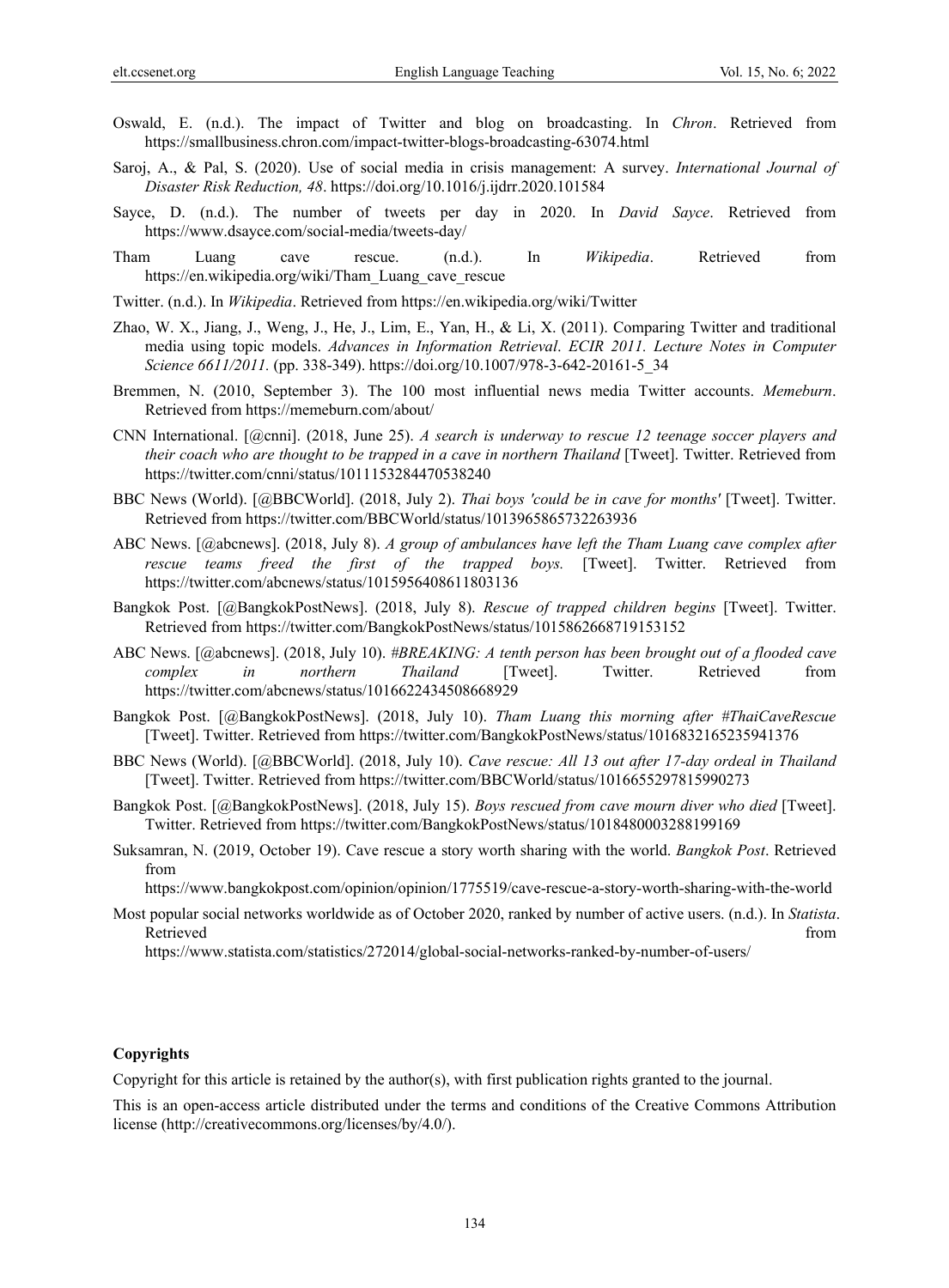Oswald, E. (n.d.). The impact of Twitter and blog on broadcasting. In *Chron*. Retrieved from https://smallbusiness.chron.com/impact-twitter-blogs-broadcasting-63074.html

Saroj, A., & Pal, S. (2020). Use of social media in crisis management: A survey. *International Journal of Disaster Risk Reduction, 48*. https://doi.org/10.1016/j.ijdrr.2020.101584

Sayce, D. (n.d.). The number of tweets per day in 2020. In *David Sayce*. Retrieved from https://www.dsayce.com/social-media/tweets-day/

Tham Luang cave rescue. (n.d.). In *Wikipedia*. Retrieved from https://en.wikipedia.org/wiki/Tham_Luang_cave_rescue

Twitter. (n.d.). In *Wikipedia*. Retrieved from https://en.wikipedia.org/wiki/Twitter

Zhao, W. X., Jiang, J., Weng, J., He, J., Lim, E., Yan, H., & Li, X. (2011). Comparing Twitter and traditional media using topic models. *Advances in Information Retrieval*. *ECIR 2011. Lecture Notes in Computer Science 6611/2011.* (pp. 338-349). https://doi.org/10.1007/978-3-642-20161-5_34

Bremmen, N. (2010, September 3). The 100 most influential news media Twitter accounts. *Memeburn*. Retrieved from https://memeburn.com/about/

CNN International. [@cnni]. (2018, June 25). *A search is underway to rescue 12 teenage soccer players and their coach who are thought to be trapped in a cave in northern Thailand* [Tweet]. Twitter. Retrieved from https://twitter.com/cnni/status/1011153284470538240

BBC News (World). [@BBCWorld]. (2018, July 2). *Thai boys 'could be in cave for months'* [Tweet]. Twitter. Retrieved from https://twitter.com/BBCWorld/status/1013965865732263936

ABC News. [@abcnews]. (2018, July 8). *A group of ambulances have left the Tham Luang cave complex after rescue teams freed the first of the trapped boys.* [Tweet]. Twitter. Retrieved from https://twitter.com/abcnews/status/1015956408611803136

Bangkok Post. [@BangkokPostNews]. (2018, July 8). *Rescue of trapped children begins* [Tweet]. Twitter. Retrieved from https://twitter.com/BangkokPostNews/status/1015862668719153152

ABC News. [@abcnews]. (2018, July 10). *#BREAKING: A tenth person has been brought out of a flooded cave complex in northern Thailand* [Tweet]. Twitter. Retrieved from https://twitter.com/abcnews/status/1016622434508668929

Bangkok Post. [@BangkokPostNews]. (2018, July 10). *Tham Luang this morning after #ThaiCaveRescue* [Tweet]. Twitter. Retrieved from https://twitter.com/BangkokPostNews/status/1016832165235941376

BBC News (World). [@BBCWorld]. (2018, July 10). *Cave rescue: All 13 out after 17-day ordeal in Thailand* [Tweet]. Twitter. Retrieved from https://twitter.com/BBCWorld/status/1016655297815990273

Bangkok Post. [@BangkokPostNews]. (2018, July 15). *Boys rescued from cave mourn diver who died* [Tweet]. Twitter. Retrieved from https://twitter.com/BangkokPostNews/status/1018480003288199169

Suksamran, N. (2019, October 19). Cave rescue a story worth sharing with the world. *Bangkok Post*. Retrieved from https://www.bangkokpost.com/opinion/opinion/1775519/cave-rescue-a-story-worth-sharing-with-the-world

Most popular social networks worldwide as of October 2020, ranked by number of active users. (n.d.). In *Statista*. Retrieved from https://www.statista.com/statistics/272014/global-social-networks-ranked-by-number-of-users/

**Copyrights**

Copyright for this article is retained by the author(s), with first publication rights granted to the journal.

This is an open-access article distributed under the terms and conditions of the Creative Commons Attribution license (http://creativecommons.org/licenses/by/4.0/).